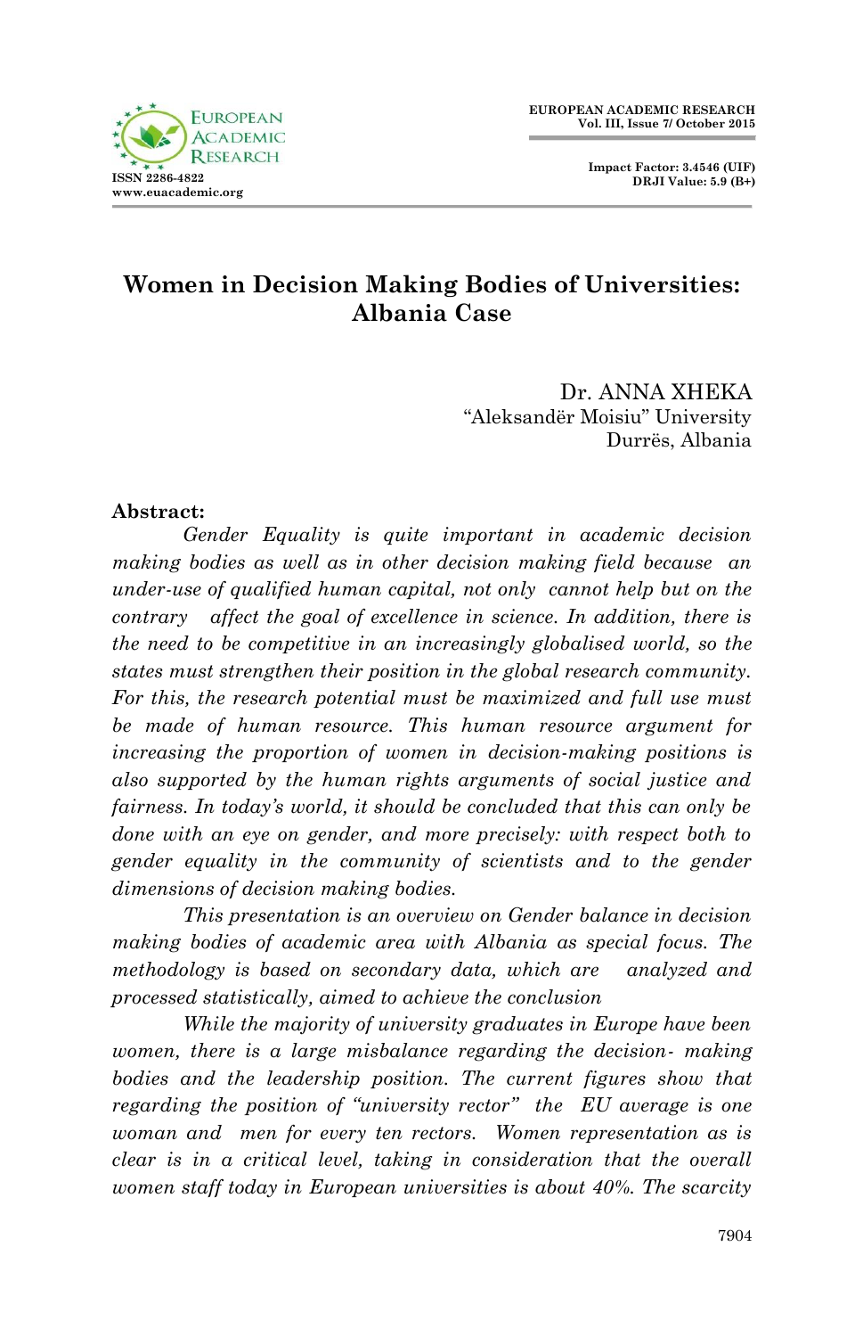# Women in Decision Making Bodies of Universities: Albania Case

Dr. ANNA XHEKA
"Aleksandër Moisiu" University
Durrës, Albania

**Abstract:**

*Gender Equality is quite important in academic decision making bodies as well as in other decision making field because an under-use of qualified human capital, not only cannot help but on the contrary affect the goal of excellence in science. In addition, there is the need to be competitive in an increasingly globalised world, so the states must strengthen their position in the global research community. For this, the research potential must be maximized and full use must be made of human resource. This human resource argument for increasing the proportion of women in decision-making positions is also supported by the human rights arguments of social justice and fairness. In today's world, it should be concluded that this can only be done with an eye on gender, and more precisely: with respect both to gender equality in the community of scientists and to the gender dimensions of decision making bodies.*

*This presentation is an overview on Gender balance in decision making bodies of academic area with Albania as special focus. The methodology is based on secondary data, which are analyzed and processed statistically, aimed to achieve the conclusion*

*While the majority of university graduates in Europe have been women, there is a large misbalance regarding the decision- making bodies and the leadership position. The current figures show that regarding the position of "university rector" the EU average is one woman and men for every ten rectors. Women representation as is clear is in a critical level, taking in consideration that the overall women staff today in European universities is about 40%. The scarcity*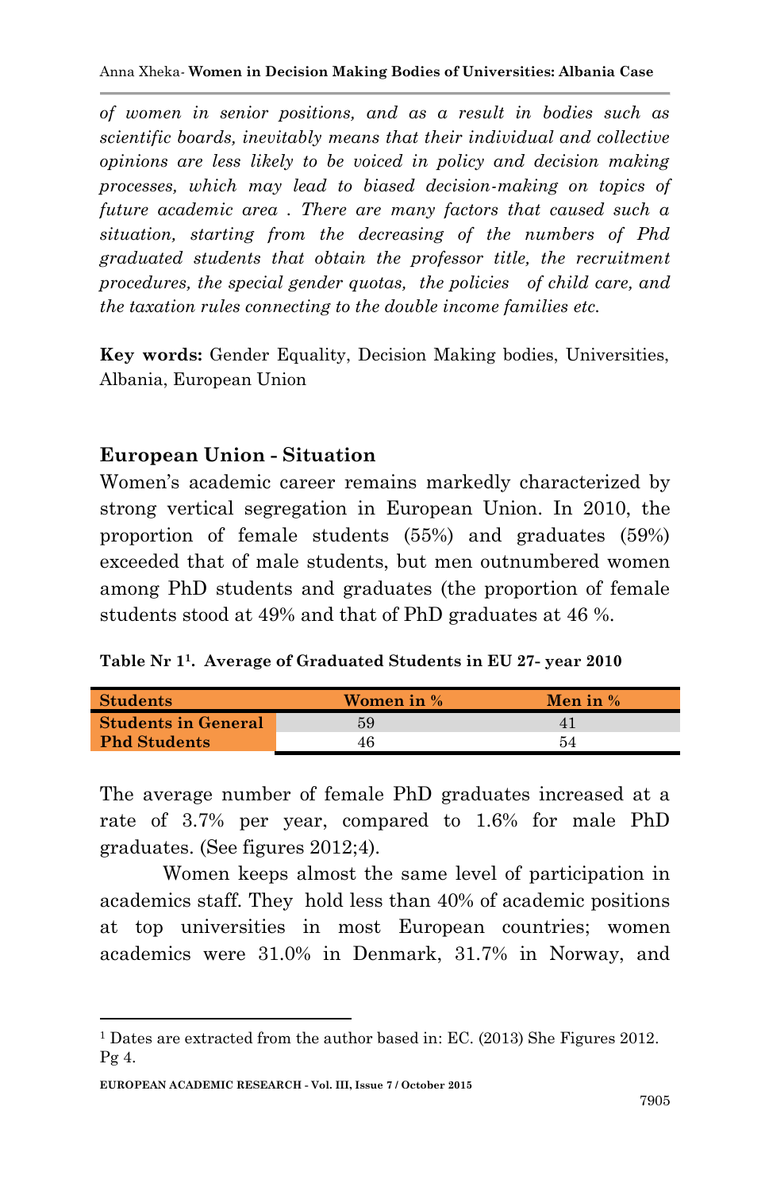*of women in senior positions, and as a result in bodies such as scientific boards, inevitably means that their individual and collective opinions are less likely to be voiced in policy and decision making processes, which may lead to biased decision-making on topics of future academic area . There are many factors that caused such a situation, starting from the decreasing of the numbers of Phd graduated students that obtain the professor title, the recruitment procedures, the special gender quotas, the policies of child care, and the taxation rules connecting to the double income families etc.*

**Key words:** Gender Equality, Decision Making bodies, Universities, Albania, European Union

## European Union - Situation

Women's academic career remains markedly characterized by strong vertical segregation in European Union. In 2010, the proportion of female students (55%) and graduates (59%) exceeded that of male students, but men outnumbered women among PhD students and graduates (the proportion of female students stood at 49% and that of PhD graduates at 46 %.

**Table Nr 1[1]. Average of Graduated Students in EU 27- year 2010**

| Students | Women in % | Men in % |
|---|---|---|
| Students in General | 59 | 41 |
| Phd Students | 46 | 54 |

The average number of female PhD graduates increased at a rate of 3.7% per year, compared to 1.6% for male PhD graduates. (See figures 2012;4).

Women keeps almost the same level of participation in academics staff. They hold less than 40% of academic positions at top universities in most European countries; women academics were 31.0% in Denmark, 31.7% in Norway, and

[1] Dates are extracted from the author based in: EC. (2013) She Figures 2012. Pg 4.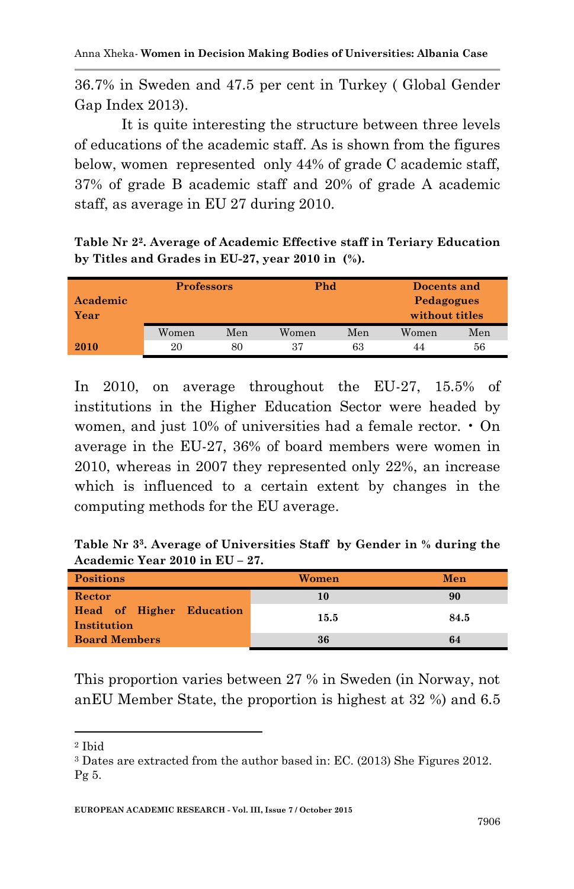36.7% in Sweden and 47.5 per cent in Turkey ( Global Gender Gap Index 2013).

It is quite interesting the structure between three levels of educations of the academic staff. As is shown from the figures below, women represented only 44% of grade C academic staff, 37% of grade B academic staff and 20% of grade A academic staff, as average in EU 27 during 2010.

**Table Nr 2[2]. Average of Academic Effective staff in Teriary Education by Titles and Grades in EU-27, year 2010 in (%).**

| Academic Year | Professors | | Phd | | Docents and Pedagogues without titles | |
|---|---|---|---|---|---|---|
| | Women | Men | Women | Men | Women | Men |
| **2010** | 20 | 80 | 37 | 63 | 44 | 56 |

In 2010, on average throughout the EU-27, 15.5% of institutions in the Higher Education Sector were headed by women, and just 10% of universities had a female rector. • On average in the EU-27, 36% of board members were women in 2010, whereas in 2007 they represented only 22%, an increase which is influenced to a certain extent by changes in the computing methods for the EU average.

**Table Nr 3[3]. Average of Universities Staff by Gender in % during the Academic Year 2010 in EU – 27.**

| Positions | Women | Men |
|---|---|---|
| **Rector** | **10** | **90** |
| **Head of Higher Education Institution** | **15.5** | **84.5** |
| **Board Members** | **36** | **64** |

This proportion varies between 27 % in Sweden (in Norway, not anEU Member State, the proportion is highest at 32 %) and 6.5

---

[2] Ibid

[3] Dates are extracted from the author based in: EC. (2013) She Figures 2012. Pg 5.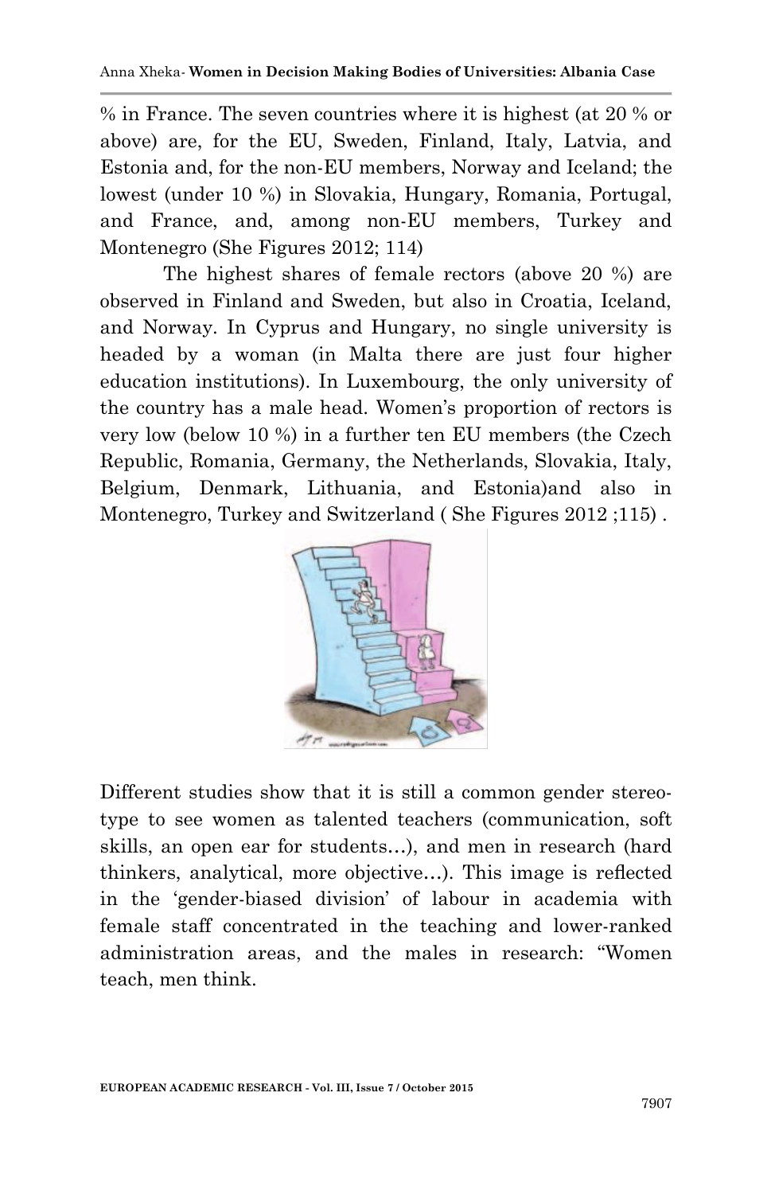% in France. The seven countries where it is highest (at 20 % or above) are, for the EU, Sweden, Finland, Italy, Latvia, and Estonia and, for the non-EU members, Norway and Iceland; the lowest (under 10 %) in Slovakia, Hungary, Romania, Portugal, and France, and, among non-EU members, Turkey and Montenegro (She Figures 2012; 114)

The highest shares of female rectors (above 20 %) are observed in Finland and Sweden, but also in Croatia, Iceland, and Norway. In Cyprus and Hungary, no single university is headed by a woman (in Malta there are just four higher education institutions). In Luxembourg, the only university of the country has a male head. Women's proportion of rectors is very low (below 10 %) in a further ten EU members (the Czech Republic, Romania, Germany, the Netherlands, Slovakia, Italy, Belgium, Denmark, Lithuania, and Estonia)and also in Montenegro, Turkey and Switzerland ( She Figures 2012 ;115) .

Different studies show that it is still a common gender stereotype to see women as talented teachers (communication, soft skills, an open ear for students…), and men in research (hard thinkers, analytical, more objective…). This image is reflected in the 'gender-biased division' of labour in academia with female staff concentrated in the teaching and lower-ranked administration areas, and the males in research: "Women teach, men think.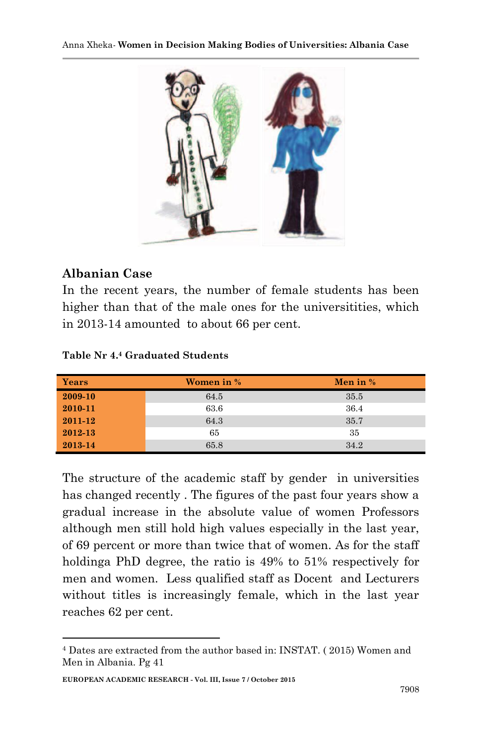## Albanian Case

In the recent years, the number of female students has been higher than that of the male ones for the universitities, which in 2013-14 amounted to about 66 per cent.

**Table Nr 4.[4] Graduated Students**

| Years | Women in % | Men in % |
|---|---|---|
| **2009-10** | 64.5 | 35.5 |
| **2010-11** | 63.6 | 36.4 |
| **2011-12** | 64.3 | 35.7 |
| **2012-13** | 65 | 35 |
| **2013-14** | 65.8 | 34.2 |

The structure of the academic staff by gender in universities has changed recently . The figures of the past four years show a gradual increase in the absolute value of women Professors although men still hold high values especially in the last year, of 69 percent or more than twice that of women. As for the staff holdinga PhD degree, the ratio is 49% to 51% respectively for men and women. Less qualified staff as Docent and Lecturers without titles is increasingly female, which in the last year reaches 62 per cent.

[4] Dates are extracted from the author based in: INSTAT. ( 2015) Women and Men in Albania. Pg 41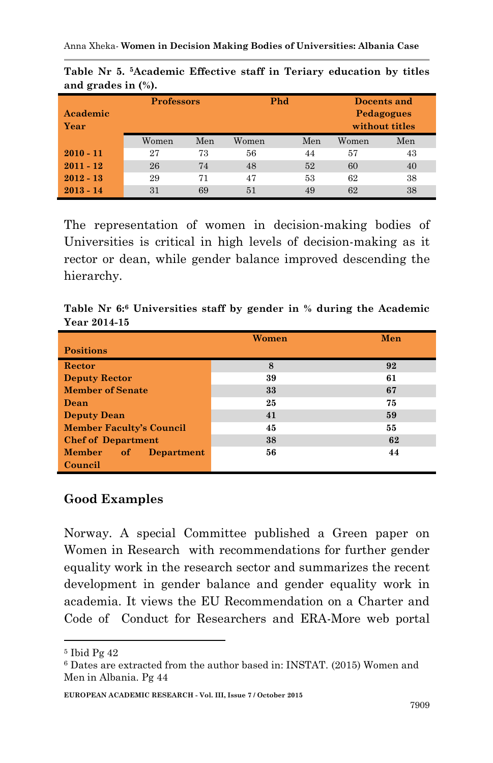**Table Nr 5. [5]Academic Effective staff in Teriary education by titles and grades in (%).**

| Academic Year | Professors | | Phd | | Docents and Pedagogues without titles | |
|---|---|---|---|---|---|---|
| | Women | Men | Women | Men | Women | Men |
| **2010 - 11** | 27 | 73 | 56 | 44 | 57 | 43 |
| **2011 - 12** | 26 | 74 | 48 | 52 | 60 | 40 |
| **2012 - 13** | 29 | 71 | 47 | 53 | 62 | 38 |
| **2013 - 14** | 31 | 69 | 51 | 49 | 62 | 38 |

The representation of women in decision-making bodies of Universities is critical in high levels of decision-making as it rector or dean, while gender balance improved descending the hierarchy.

**Table Nr 6:[6] Universities staff by gender in % during the Academic Year 2014-15**

| Positions | Women | Men |
|---|---|---|
| **Rector** | **8** | **92** |
| **Deputy Rector** | **39** | **61** |
| **Member of Senate** | **33** | **67** |
| **Dean** | **25** | **75** |
| **Deputy Dean** | **41** | **59** |
| **Member Faculty's Council** | **45** | **55** |
| **Chef of Department** | **38** | **62** |
| **Member of Department Council** | **56** | **44** |

## Good Examples

Norway. A special Committee published a Green paper on Women in Research with recommendations for further gender equality work in the research sector and summarizes the recent development in gender balance and gender equality work in academia. It views the EU Recommendation on a Charter and Code of Conduct for Researchers and ERA-More web portal

---

[5] Ibid Pg 42

[6] Dates are extracted from the author based in: INSTAT. (2015) Women and Men in Albania. Pg 44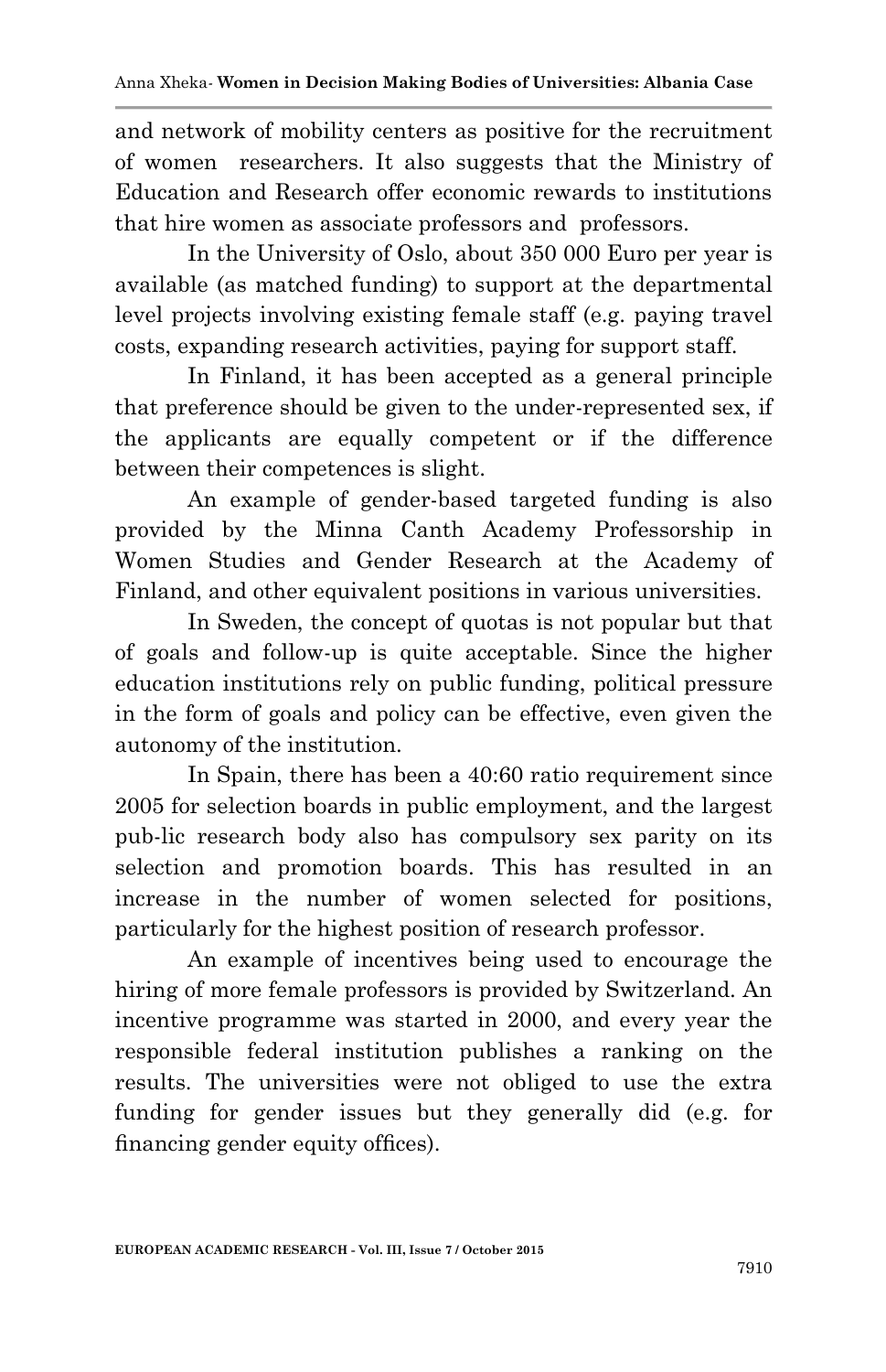and network of mobility centers as positive for the recruitment of women researchers. It also suggests that the Ministry of Education and Research offer economic rewards to institutions that hire women as associate professors and professors.

In the University of Oslo, about 350 000 Euro per year is available (as matched funding) to support at the departmental level projects involving existing female staff (e.g. paying travel costs, expanding research activities, paying for support staff.

In Finland, it has been accepted as a general principle that preference should be given to the under-represented sex, if the applicants are equally competent or if the difference between their competences is slight.

An example of gender-based targeted funding is also provided by the Minna Canth Academy Professorship in Women Studies and Gender Research at the Academy of Finland, and other equivalent positions in various universities.

In Sweden, the concept of quotas is not popular but that of goals and follow-up is quite acceptable. Since the higher education institutions rely on public funding, political pressure in the form of goals and policy can be effective, even given the autonomy of the institution.

In Spain, there has been a 40:60 ratio requirement since 2005 for selection boards in public employment, and the largest pub-lic research body also has compulsory sex parity on its selection and promotion boards. This has resulted in an increase in the number of women selected for positions, particularly for the highest position of research professor.

An example of incentives being used to encourage the hiring of more female professors is provided by Switzerland. An incentive programme was started in 2000, and every year the responsible federal institution publishes a ranking on the results. The universities were not obliged to use the extra funding for gender issues but they generally did (e.g. for financing gender equity offices).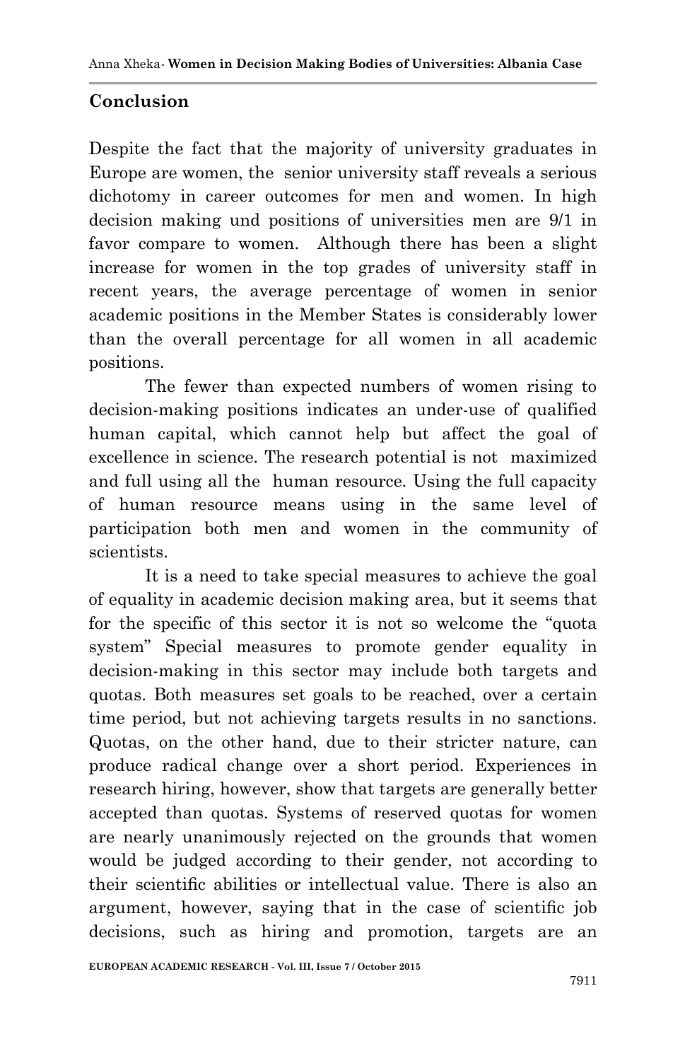## Conclusion

Despite the fact that the majority of university graduates in Europe are women, the senior university staff reveals a serious dichotomy in career outcomes for men and women. In high decision making und positions of universities men are 9/1 in favor compare to women. Although there has been a slight increase for women in the top grades of university staff in recent years, the average percentage of women in senior academic positions in the Member States is considerably lower than the overall percentage for all women in all academic positions.

The fewer than expected numbers of women rising to decision-making positions indicates an under-use of qualified human capital, which cannot help but affect the goal of excellence in science. The research potential is not maximized and full using all the human resource. Using the full capacity of human resource means using in the same level of participation both men and women in the community of scientists.

It is a need to take special measures to achieve the goal of equality in academic decision making area, but it seems that for the specific of this sector it is not so welcome the "quota system" Special measures to promote gender equality in decision-making in this sector may include both targets and quotas. Both measures set goals to be reached, over a certain time period, but not achieving targets results in no sanctions. Quotas, on the other hand, due to their stricter nature, can produce radical change over a short period. Experiences in research hiring, however, show that targets are generally better accepted than quotas. Systems of reserved quotas for women are nearly unanimously rejected on the grounds that women would be judged according to their gender, not according to their scientific abilities or intellectual value. There is also an argument, however, saying that in the case of scientific job decisions, such as hiring and promotion, targets are an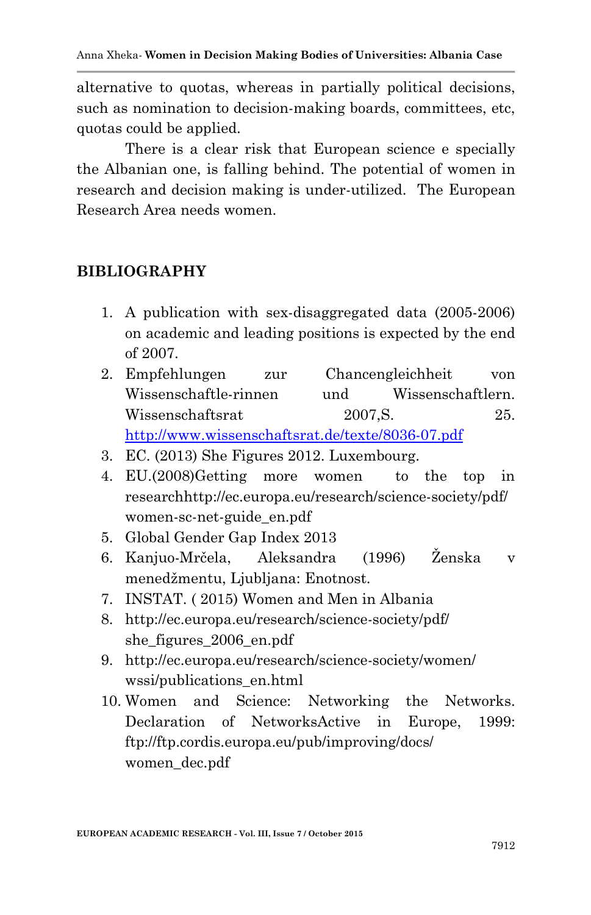alternative to quotas, whereas in partially political decisions, such as nomination to decision-making boards, committees, etc, quotas could be applied.

There is a clear risk that European science e specially the Albanian one, is falling behind. The potential of women in research and decision making is under-utilized. The European Research Area needs women.

## BIBLIOGRAPHY

1. A publication with sex-disaggregated data (2005-2006) on academic and leading positions is expected by the end of 2007.
2. Empfehlungen zur Chancengleichheit von Wissenschaftle-rinnen und Wissenschaftlern. Wissenschaftsrat 2007,S. 25. http://www.wissenschaftsrat.de/texte/8036-07.pdf
3. EC. (2013) She Figures 2012. Luxembourg.
4. EU.(2008)Getting more women to the top in researchhttp://ec.europa.eu/research/science-society/pdf/women-sc-net-guide_en.pdf
5. Global Gender Gap Index 2013
6. Kanjuo-Mrčela, Aleksandra (1996) Ženska v menedžmentu, Ljubljana: Enotnost.
7. INSTAT. ( 2015) Women and Men in Albania
8. http://ec.europa.eu/research/science-society/pdf/she_figures_2006_en.pdf
9. http://ec.europa.eu/research/science-society/women/wssi/publications_en.html
10. Women and Science: Networking the Networks. Declaration of NetworksActive in Europe, 1999: ftp://ftp.cordis.europa.eu/pub/improving/docs/women_dec.pdf